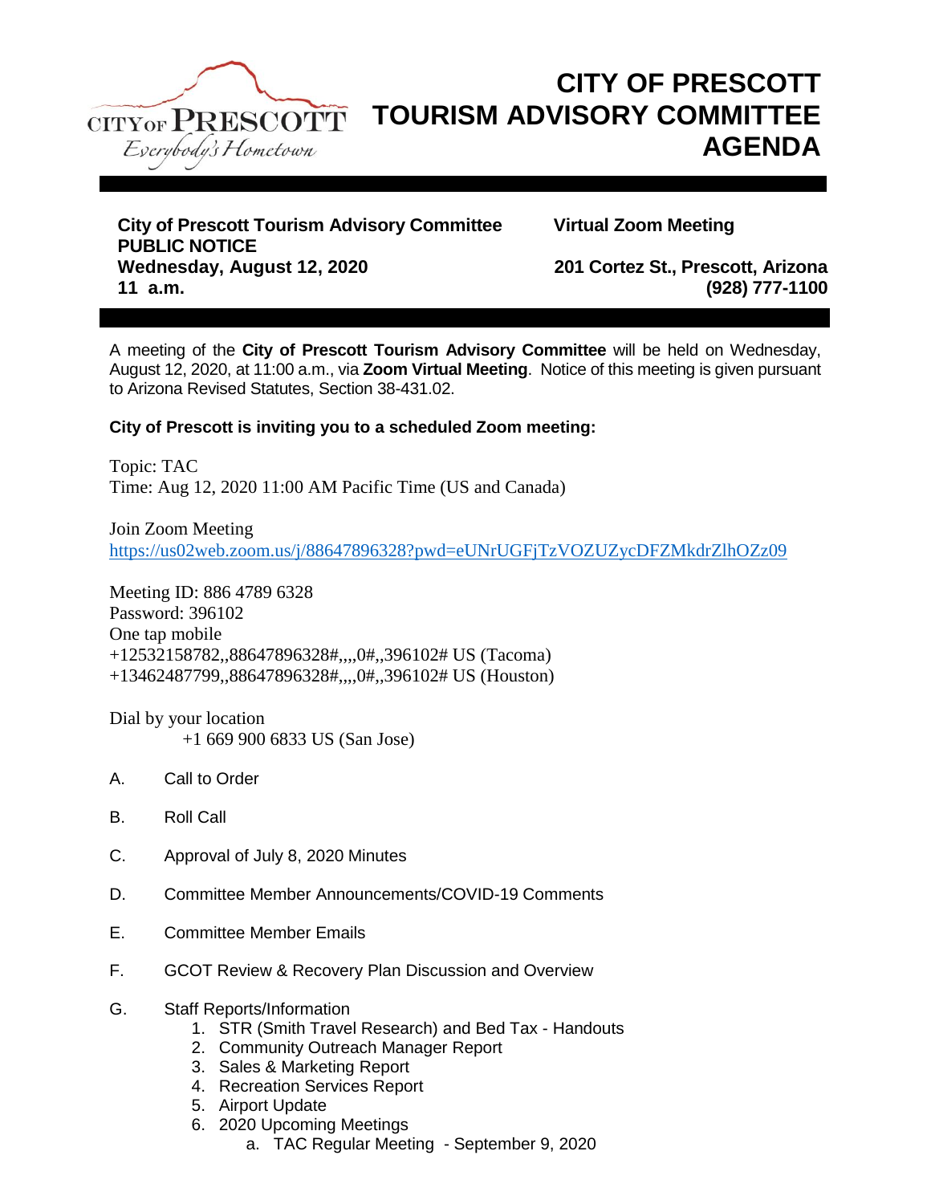# CITY OF PRESCOTT TOURISM ADVISORY COMMITTEE AGENDA

**City of Prescott Tourism Advisory Committee**
**PUBLIC NOTICE**
**Wednesday, August 12, 2020**
**11 a.m.**

**Virtual Zoom Meeting**

**201 Cortez St., Prescott, Arizona**
**(928) 777-1100**

A meeting of the **City of Prescott Tourism Advisory Committee** will be held on Wednesday, August 12, 2020, at 11:00 a.m., via **Zoom Virtual Meeting**. Notice of this meeting is given pursuant to Arizona Revised Statutes, Section 38-431.02.

**City of Prescott is inviting you to a scheduled Zoom meeting:**

Topic: TAC
Time: Aug 12, 2020 11:00 AM Pacific Time (US and Canada)

Join Zoom Meeting
https://us02web.zoom.us/j/88647896328?pwd=eUNrUGFjTzVOZUZycDFZMkdrZlhOZz09

Meeting ID: 886 4789 6328
Password: 396102
One tap mobile
+12532158782,,88647896328#,,,,0#,,396102# US (Tacoma)
+13462487799,,88647896328#,,,,0#,,396102# US (Houston)

Dial by your location
+1 669 900 6833 US (San Jose)

A. Call to Order

B. Roll Call

C. Approval of July 8, 2020 Minutes

D. Committee Member Announcements/COVID-19 Comments

E. Committee Member Emails

F. GCOT Review & Recovery Plan Discussion and Overview

G. Staff Reports/Information
   1. STR (Smith Travel Research) and Bed Tax - Handouts
   2. Community Outreach Manager Report
   3. Sales & Marketing Report
   4. Recreation Services Report
   5. Airport Update
   6. 2020 Upcoming Meetings
      a. TAC Regular Meeting - September 9, 2020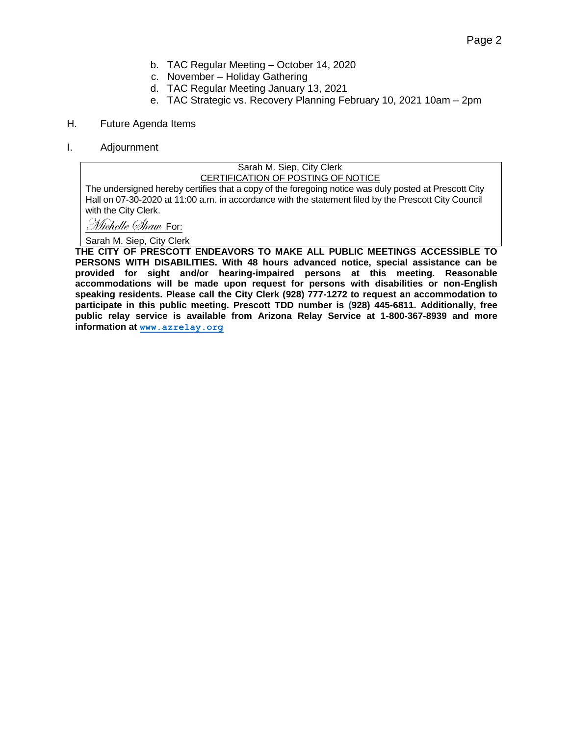b. TAC Regular Meeting – October 14, 2020
c. November – Holiday Gathering
d. TAC Regular Meeting January 13, 2021
e. TAC Strategic vs. Recovery Planning February 10, 2021 10am – 2pm

H. Future Agenda Items

I. Adjournment

Sarah M. Siep, City Clerk

CERTIFICATION OF POSTING OF NOTICE

The undersigned hereby certifies that a copy of the foregoing notice was duly posted at Prescott City Hall on 07-30-2020 at 11:00 a.m. in accordance with the statement filed by the Prescott City Council with the City Clerk.

*Michelle Shaw* For:

Sarah M. Siep, City Clerk

**THE CITY OF PRESCOTT ENDEAVORS TO MAKE ALL PUBLIC MEETINGS ACCESSIBLE TO PERSONS WITH DISABILITIES. With 48 hours advanced notice, special assistance can be provided for sight and/or hearing-impaired persons at this meeting. Reasonable accommodations will be made upon request for persons with disabilities or non-English speaking residents. Please call the City Clerk (928) 777-1272 to request an accommodation to participate in this public meeting. Prescott TDD number is (928) 445-6811. Additionally, free public relay service is available from Arizona Relay Service at 1-800-367-8939 and more information at www.azrelay.org**